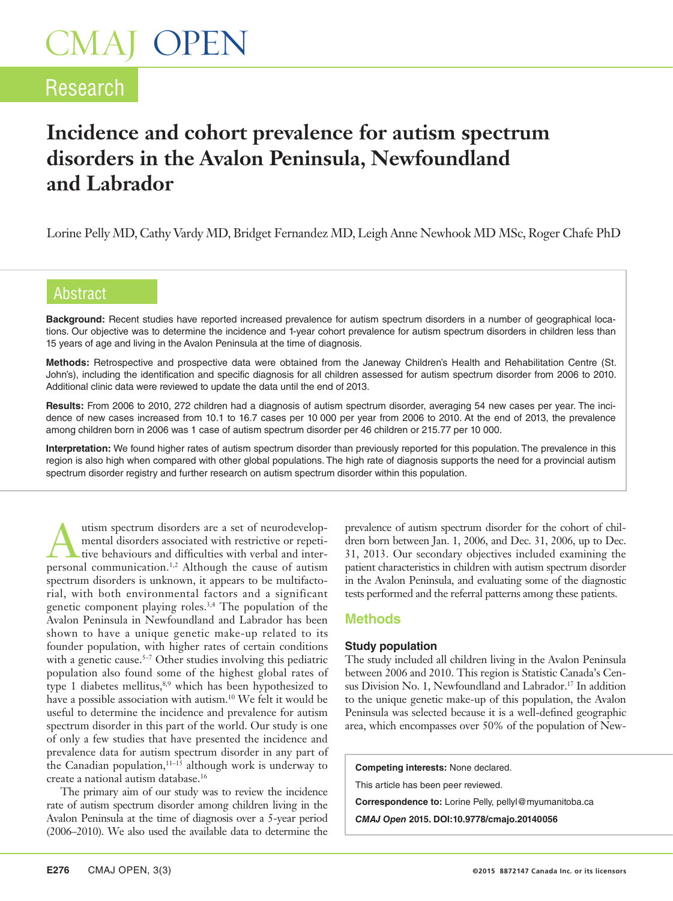# CMAJ OPEN

## Research

# Incidence and cohort prevalence for autism spectrum disorders in the Avalon Peninsula, Newfoundland and Labrador

Lorine Pelly MD, Cathy Vardy MD, Bridget Fernandez MD, Leigh Anne Newhook MD MSc, Roger Chafe PhD

## Abstract

**Background:** Recent studies have reported increased prevalence for autism spectrum disorders in a number of geographical locations. Our objective was to determine the incidence and 1-year cohort prevalence for autism spectrum disorders in children less than 15 years of age and living in the Avalon Peninsula at the time of diagnosis.

**Methods:** Retrospective and prospective data were obtained from the Janeway Children's Health and Rehabilitation Centre (St. John's), including the identification and specific diagnosis for all children assessed for autism spectrum disorder from 2006 to 2010. Additional clinic data were reviewed to update the data until the end of 2013.

**Results:** From 2006 to 2010, 272 children had a diagnosis of autism spectrum disorder, averaging 54 new cases per year. The incidence of new cases increased from 10.1 to 16.7 cases per 10 000 per year from 2006 to 2010. At the end of 2013, the prevalence among children born in 2006 was 1 case of autism spectrum disorder per 46 children or 215.77 per 10 000.

**Interpretation:** We found higher rates of autism spectrum disorder than previously reported for this population. The prevalence in this region is also high when compared with other global populations. The high rate of diagnosis supports the need for a provincial autism spectrum disorder registry and further research on autism spectrum disorder within this population.

Autism spectrum disorders are a set of neurodevelopmental disorders associated with restrictive or repetitive behaviours and difficulties with verbal and interpersonal communication.[1,2] Although the cause of autism spectrum disorders is unknown, it appears to be multifactorial, with both environmental factors and a significant genetic component playing roles.[3,4] The population of the Avalon Peninsula in Newfoundland and Labrador has been shown to have a unique genetic make-up related to its founder population, with higher rates of certain conditions with a genetic cause.[5–7] Other studies involving this pediatric population also found some of the highest global rates of type 1 diabetes mellitus,[8,9] which has been hypothesized to have a possible association with autism.[10] We felt it would be useful to determine the incidence and prevalence for autism spectrum disorder in this part of the world. Our study is one of only a few studies that have presented the incidence and prevalence data for autism spectrum disorder in any part of the Canadian population,[11–15] although work is underway to create a national autism database.[16]

The primary aim of our study was to review the incidence rate of autism spectrum disorder among children living in the Avalon Peninsula at the time of diagnosis over a 5-year period (2006–2010). We also used the available data to determine the prevalence of autism spectrum disorder for the cohort of children born between Jan. 1, 2006, and Dec. 31, 2006, up to Dec. 31, 2013. Our secondary objectives included examining the patient characteristics in children with autism spectrum disorder in the Avalon Peninsula, and evaluating some of the diagnostic tests performed and the referral patterns among these patients.

## Methods

### Study population

The study included all children living in the Avalon Peninsula between 2006 and 2010. This region is Statistic Canada's Census Division No. 1, Newfoundland and Labrador.[17] In addition to the unique genetic make-up of this population, the Avalon Peninsula was selected because it is a well-defined geographic area, which encompasses over 50% of the population of New-

**Competing interests:** None declared.

This article has been peer reviewed.

**Correspondence to:** Lorine Pelly, pellyl@myumanitoba.ca

*CMAJ Open* 2015. DOI:10.9778/cmajo.20140056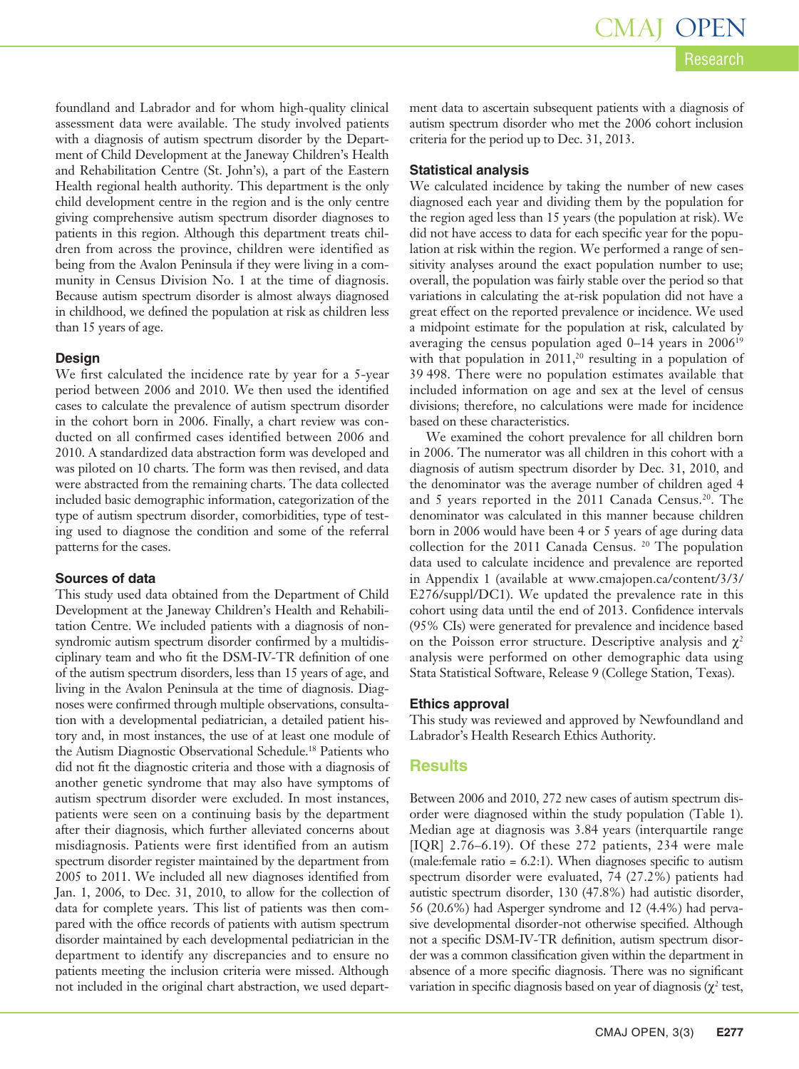foundland and Labrador and for whom high-quality clinical assessment data were available. The study involved patients with a diagnosis of autism spectrum disorder by the Department of Child Development at the Janeway Children's Health and Rehabilitation Centre (St. John's), a part of the Eastern Health regional health authority. This department is the only child development centre in the region and is the only centre giving comprehensive autism spectrum disorder diagnoses to patients in this region. Although this department treats children from across the province, children were identified as being from the Avalon Peninsula if they were living in a community in Census Division No. 1 at the time of diagnosis. Because autism spectrum disorder is almost always diagnosed in childhood, we defined the population at risk as children less than 15 years of age.

### Design

We first calculated the incidence rate by year for a 5-year period between 2006 and 2010. We then used the identified cases to calculate the prevalence of autism spectrum disorder in the cohort born in 2006. Finally, a chart review was conducted on all confirmed cases identified between 2006 and 2010. A standardized data abstraction form was developed and was piloted on 10 charts. The form was then revised, and data were abstracted from the remaining charts. The data collected included basic demographic information, categorization of the type of autism spectrum disorder, comorbidities, type of testing used to diagnose the condition and some of the referral patterns for the cases.

### Sources of data

This study used data obtained from the Department of Child Development at the Janeway Children's Health and Rehabilitation Centre. We included patients with a diagnosis of nonsyndromic autism spectrum disorder confirmed by a multidisciplinary team and who fit the DSM-IV-TR definition of one of the autism spectrum disorders, less than 15 years of age, and living in the Avalon Peninsula at the time of diagnosis. Diagnoses were confirmed through multiple observations, consultation with a developmental pediatrician, a detailed patient history and, in most instances, the use of at least one module of the Autism Diagnostic Observational Schedule.[18] Patients who did not fit the diagnostic criteria and those with a diagnosis of another genetic syndrome that may also have symptoms of autism spectrum disorder were excluded. In most instances, patients were seen on a continuing basis by the department after their diagnosis, which further alleviated concerns about misdiagnosis. Patients were first identified from an autism spectrum disorder register maintained by the department from 2005 to 2011. We included all new diagnoses identified from Jan. 1, 2006, to Dec. 31, 2010, to allow for the collection of data for complete years. This list of patients was then compared with the office records of patients with autism spectrum disorder maintained by each developmental pediatrician in the department to identify any discrepancies and to ensure no patients meeting the inclusion criteria were missed. Although not included in the original chart abstraction, we used department data to ascertain subsequent patients with a diagnosis of autism spectrum disorder who met the 2006 cohort inclusion criteria for the period up to Dec. 31, 2013.

### Statistical analysis

We calculated incidence by taking the number of new cases diagnosed each year and dividing them by the population for the region aged less than 15 years (the population at risk). We did not have access to data for each specific year for the population at risk within the region. We performed a range of sensitivity analyses around the exact population number to use; overall, the population was fairly stable over the period so that variations in calculating the at-risk population did not have a great effect on the reported prevalence or incidence. We used a midpoint estimate for the population at risk, calculated by averaging the census population aged 0–14 years in 2006[19] with that population in 2011,[20] resulting in a population of 39 498. There were no population estimates available that included information on age and sex at the level of census divisions; therefore, no calculations were made for incidence based on these characteristics.

We examined the cohort prevalence for all children born in 2006. The numerator was all children in this cohort with a diagnosis of autism spectrum disorder by Dec. 31, 2010, and the denominator was the average number of children aged 4 and 5 years reported in the 2011 Canada Census.[20]. The denominator was calculated in this manner because children born in 2006 would have been 4 or 5 years of age during data collection for the 2011 Canada Census. [20] The population data used to calculate incidence and prevalence are reported in Appendix 1 (available at www.cmajopen.ca/content/3/3/E276/suppl/DC1). We updated the prevalence rate in this cohort using data until the end of 2013. Confidence intervals (95% CIs) were generated for prevalence and incidence based on the Poisson error structure. Descriptive analysis and $\chi^2$ analysis were performed on other demographic data using Stata Statistical Software, Release 9 (College Station, Texas).

### Ethics approval

This study was reviewed and approved by Newfoundland and Labrador's Health Research Ethics Authority.

## Results

Between 2006 and 2010, 272 new cases of autism spectrum disorder were diagnosed within the study population (Table 1). Median age at diagnosis was 3.84 years (interquartile range [IQR] 2.76–6.19). Of these 272 patients, 234 were male (male:female ratio = 6.2:1). When diagnoses specific to autism spectrum disorder were evaluated, 74 (27.2%) patients had autistic spectrum disorder, 130 (47.8%) had autistic disorder, 56 (20.6%) had Asperger syndrome and 12 (4.4%) had pervasive developmental disorder-not otherwise specified. Although not a specific DSM-IV-TR definition, autism spectrum disorder was a common classification given within the department in absence of a more specific diagnosis. There was no significant variation in specific diagnosis based on year of diagnosis ($\chi^2$ test,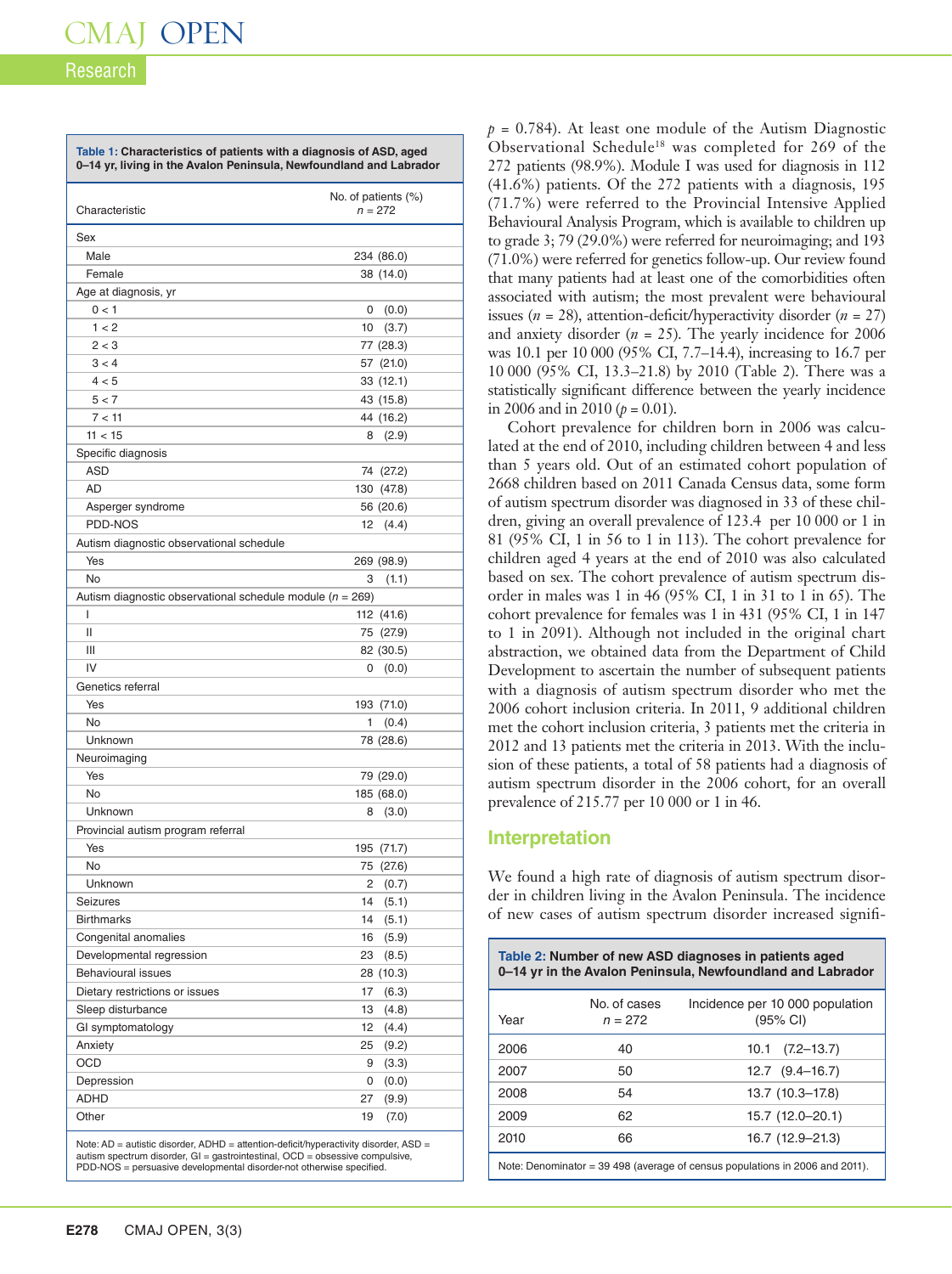**Table 1: Characteristics of patients with a diagnosis of ASD, aged 0–14 yr, living in the Avalon Peninsula, Newfoundland and Labrador**

| Characteristic | No. of patients (%) $n$ = 272 |
|---|---|
| Sex | |
| Male | 234 (86.0) |
| Female | 38 (14.0) |
| Age at diagnosis, yr | |
| 0 < 1 | 0 (0.0) |
| 1 < 2 | 10 (3.7) |
| 2 < 3 | 77 (28.3) |
| 3 < 4 | 57 (21.0) |
| 4 < 5 | 33 (12.1) |
| 5 < 7 | 43 (15.8) |
| 7 < 11 | 44 (16.2) |
| 11 < 15 | 8 (2.9) |
| Specific diagnosis | |
| ASD | 74 (27.2) |
| AD | 130 (47.8) |
| Asperger syndrome | 56 (20.6) |
| PDD-NOS | 12 (4.4) |
| Autism diagnostic observational schedule | |
| Yes | 269 (98.9) |
| No | 3 (1.1) |
| Autism diagnostic observational schedule module ($n$ = 269) | |
| I | 112 (41.6) |
| II | 75 (27.9) |
| III | 82 (30.5) |
| IV | 0 (0.0) |
| Genetics referral | |
| Yes | 193 (71.0) |
| No | 1 (0.4) |
| Unknown | 78 (28.6) |
| Neuroimaging | |
| Yes | 79 (29.0) |
| No | 185 (68.0) |
| Unknown | 8 (3.0) |
| Provincial autism program referral | |
| Yes | 195 (71.7) |
| No | 75 (27.6) |
| Unknown | 2 (0.7) |
| Seizures | 14 (5.1) |
| Birthmarks | 14 (5.1) |
| Congenital anomalies | 16 (5.9) |
| Developmental regression | 23 (8.5) |
| Behavioural issues | 28 (10.3) |
| Dietary restrictions or issues | 17 (6.3) |
| Sleep disturbance | 13 (4.8) |
| GI symptomatology | 12 (4.4) |
| Anxiety | 25 (9.2) |
| OCD | 9 (3.3) |
| Depression | 0 (0.0) |
| ADHD | 27 (9.9) |
| Other | 19 (7.0) |

Note: AD = autistic disorder, ADHD = attention-deficit/hyperactivity disorder, ASD = autism spectrum disorder, GI = gastrointestinal, OCD = obsessive compulsive, PDD-NOS = persuasive developmental disorder-not otherwise specified.

$p$ = 0.784). At least one module of the Autism Diagnostic Observational Schedule[18] was completed for 269 of the 272 patients (98.9%). Module I was used for diagnosis in 112 (41.6%) patients. Of the 272 patients with a diagnosis, 195 (71.7%) were referred to the Provincial Intensive Applied Behavioural Analysis Program, which is available to children up to grade 3; 79 (29.0%) were referred for neuroimaging; and 193 (71.0%) were referred for genetics follow-up. Our review found that many patients had at least one of the comorbidities often associated with autism; the most prevalent were behavioural issues ($n$ = 28), attention-deficit/hyperactivity disorder ($n$ = 27) and anxiety disorder ($n$ = 25). The yearly incidence for 2006 was 10.1 per 10 000 (95% CI, 7.7–14.4), increasing to 16.7 per 10 000 (95% CI, 13.3–21.8) by 2010 (Table 2). There was a statistically significant difference between the yearly incidence in 2006 and in 2010 ($p$ = 0.01).

Cohort prevalence for children born in 2006 was calculated at the end of 2010, including children between 4 and less than 5 years old. Out of an estimated cohort population of 2668 children based on 2011 Canada Census data, some form of autism spectrum disorder was diagnosed in 33 of these children, giving an overall prevalence of 123.4 per 10 000 or 1 in 81 (95% CI, 1 in 56 to 1 in 113). The cohort prevalence for children aged 4 years at the end of 2010 was also calculated based on sex. The cohort prevalence of autism spectrum disorder in males was 1 in 46 (95% CI, 1 in 31 to 1 in 65). The cohort prevalence for females was 1 in 431 (95% CI, 1 in 147 to 1 in 2091). Although not included in the original chart abstraction, we obtained data from the Department of Child Development to ascertain the number of subsequent patients with a diagnosis of autism spectrum disorder who met the 2006 cohort inclusion criteria. In 2011, 9 additional children met the cohort inclusion criteria, 3 patients met the criteria in 2012 and 13 patients met the criteria in 2013. With the inclusion of these patients, a total of 58 patients had a diagnosis of autism spectrum disorder in the 2006 cohort, for an overall prevalence of 215.77 per 10 000 or 1 in 46.

## Interpretation

We found a high rate of diagnosis of autism spectrum disorder in children living in the Avalon Peninsula. The incidence of new cases of autism spectrum disorder increased signifi-

**Table 2: Number of new ASD diagnoses in patients aged 0–14 yr in the Avalon Peninsula, Newfoundland and Labrador**

| Year | No. of cases $n$ = 272 | Incidence per 10 000 population (95% CI) |
|---|---|---|
| 2006 | 40 | 10.1 (7.2–13.7) |
| 2007 | 50 | 12.7 (9.4–16.7) |
| 2008 | 54 | 13.7 (10.3–17.8) |
| 2009 | 62 | 15.7 (12.0–20.1) |
| 2010 | 66 | 16.7 (12.9–21.3) |

Note: Denominator = 39 498 (average of census populations in 2006 and 2011).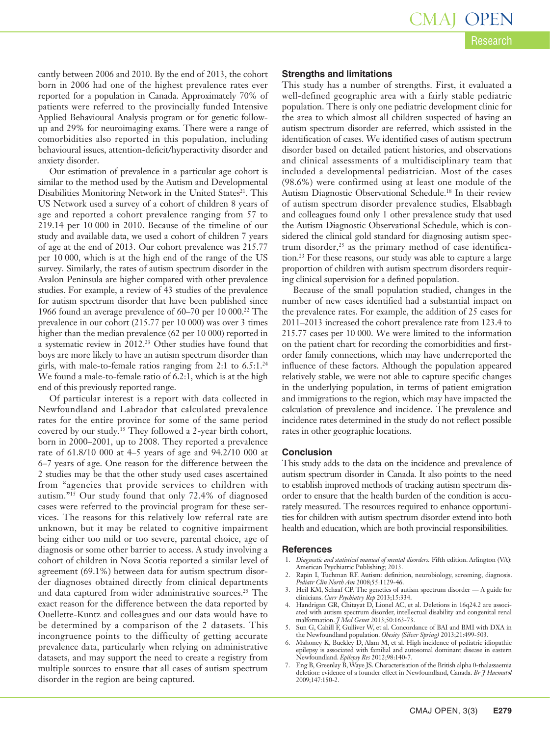cantly between 2006 and 2010. By the end of 2013, the cohort born in 2006 had one of the highest prevalence rates ever reported for a population in Canada. Approximately 70% of patients were referred to the provincially funded Intensive Applied Behavioural Analysis program or for genetic follow-up and 29% for neuroimaging exams. There were a range of comorbidities also reported in this population, including behavioural issues, attention-deficit/hyperactivity disorder and anxiety disorder.

Our estimation of prevalence in a particular age cohort is similar to the method used by the Autism and Developmental Disabilities Monitoring Network in the United States[21]. This US Network used a survey of a cohort of children 8 years of age and reported a cohort prevalence ranging from 57 to 219.14 per 10 000 in 2010. Because of the timeline of our study and available data, we used a cohort of children 7 years of age at the end of 2013. Our cohort prevalence was 215.77 per 10 000, which is at the high end of the range of the US survey. Similarly, the rates of autism spectrum disorder in the Avalon Peninsula are higher compared with other prevalence studies. For example, a review of 43 studies of the prevalence for autism spectrum disorder that have been published since 1966 found an average prevalence of 60–70 per 10 000.[22] The prevalence in our cohort (215.77 per 10 000) was over 3 times higher than the median prevalence (62 per 10 000) reported in a systematic review in 2012.[23] Other studies have found that boys are more likely to have an autism spectrum disorder than girls, with male-to-female ratios ranging from 2:1 to 6.5:1.[24] We found a male-to-female ratio of 6.2:1, which is at the high end of this previously reported range.

Of particular interest is a report with data collected in Newfoundland and Labrador that calculated prevalence rates for the entire province for some of the same period covered by our study.[15] They followed a 2-year birth cohort, born in 2000–2001, up to 2008. They reported a prevalence rate of 61.8/10 000 at 4–5 years of age and 94.2/10 000 at 6–7 years of age. One reason for the difference between the 2 studies may be that the other study used cases ascertained from "agencies that provide services to children with autism."[15] Our study found that only 72.4% of diagnosed cases were referred to the provincial program for these services. The reasons for this relatively low referral rate are unknown, but it may be related to cognitive impairment being either too mild or too severe, parental choice, age of diagnosis or some other barrier to access. A study involving a cohort of children in Nova Scotia reported a similar level of agreement (69.1%) between data for autism spectrum disorder diagnoses obtained directly from clinical departments and data captured from wider administrative sources.[25] The exact reason for the difference between the data reported by Ouellette-Kuntz and colleagues and our data would have to be determined by a comparison of the 2 datasets. This incongruence points to the difficulty of getting accurate prevalence data, particularly when relying on administrative datasets, and may support the need to create a registry from multiple sources to ensure that all cases of autism spectrum disorder in the region are being captured.

### Strengths and limitations

This study has a number of strengths. First, it evaluated a well-defined geographic area with a fairly stable pediatric population. There is only one pediatric development clinic for the area to which almost all children suspected of having an autism spectrum disorder are referred, which assisted in the identification of cases. We identified cases of autism spectrum disorder based on detailed patient histories, and observations and clinical assessments of a multidisciplinary team that included a developmental pediatrician. Most of the cases (98.6%) were confirmed using at least one module of the Autism Diagnostic Observational Schedule.[18] In their review of autism spectrum disorder prevalence studies, Elsabbagh and colleagues found only 1 other prevalence study that used the Autism Diagnostic Observational Schedule, which is considered the clinical gold standard for diagnosing autism spectrum disorder,[25] as the primary method of case identification.[23] For these reasons, our study was able to capture a large proportion of children with autism spectrum disorders requiring clinical supervision for a defined population.

Because of the small population studied, changes in the number of new cases identified had a substantial impact on the prevalence rates. For example, the addition of 25 cases for 2011–2013 increased the cohort prevalence rate from 123.4 to 215.77 cases per 10 000. We were limited to the information on the patient chart for recording the comorbidities and first-order family connections, which may have underreported the influence of these factors. Although the population appeared relatively stable, we were not able to capture specific changes in the underlying population, in terms of patient emigration and immigrations to the region, which may have impacted the calculation of prevalence and incidence. The prevalence and incidence rates determined in the study do not reflect possible rates in other geographic locations.

### Conclusion

This study adds to the data on the incidence and prevalence of autism spectrum disorder in Canada. It also points to the need to establish improved methods of tracking autism spectrum disorder to ensure that the health burden of the condition is accurately measured. The resources required to enhance opportunities for children with autism spectrum disorder extend into both health and education, which are both provincial responsibilities.

### References

1. *Diagnostic and statistical manual of mental disorders.* Fifth edition. Arlington (VA): American Psychiatric Publishing; 2013.
2. Rapin I, Tuchman RF. Autism: definition, neurobiology, screening, diagnosis. *Pediatr Clin North Am* 2008;55:1129-46.
3. Heil KM, Schaaf CP. The genetics of autism spectrum disorder — A guide for clinicians. *Curr Psychiatry Rep* 2013;15:334.
4. Handrigan GR, Chitayat D, Lionel AC, et al. Deletions in 16q24.2 are associated with autism spectrum disorder, intellectual disability and congenital renal malformation. *J Med Genet* 2013;50:163-73.
5. Sun G, Cahill F, Gulliver W, et al. Concordance of BAI and BMI with DXA in the Newfoundland population. *Obesity (Silver Spring)* 2013;21:499-503.
6. Mahoney K, Buckley D, Alam M, et al. High incidence of pediatric idiopathic epilepsy is associated with familial and autosomal dominant disease in eastern Newfoundland. *Epilepsy Res* 2012;98:140-7.
7. Eng B, Greenlay B, Waye JS. Characterisation of the British alpha 0-thalassaemia deletion: evidence of a founder effect in Newfoundland, Canada. *Br J Haematol* 2009;147:150-2.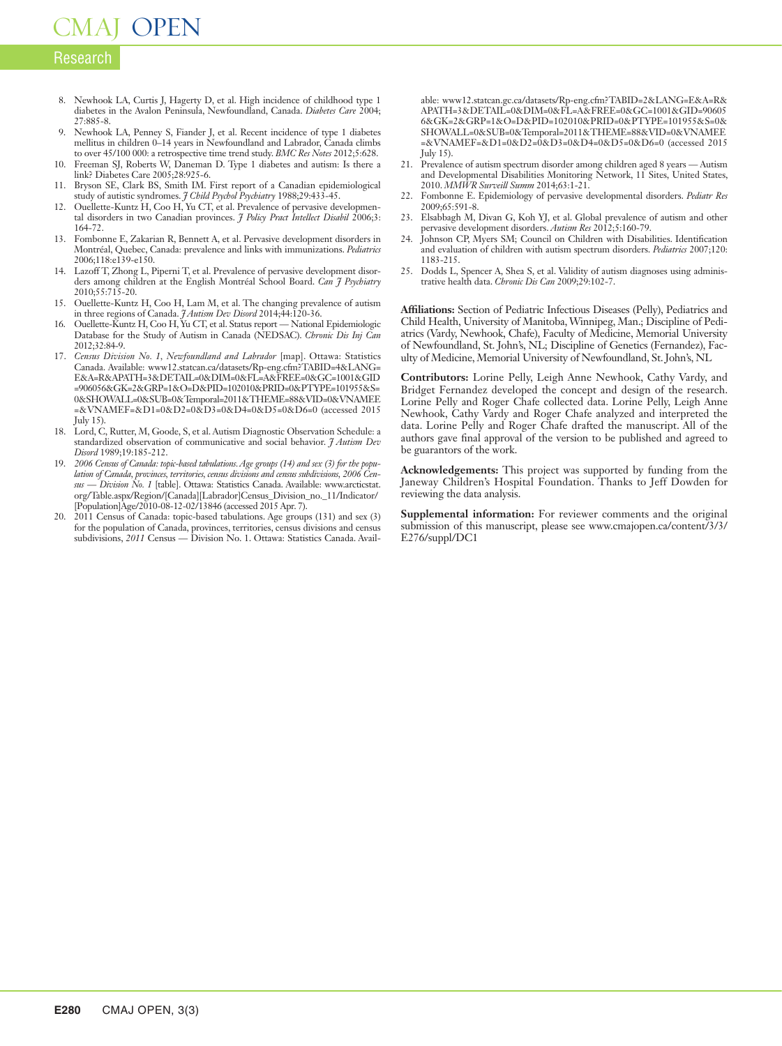8. Newhook LA, Curtis J, Hagerty D, et al. High incidence of childhood type 1 diabetes in the Avalon Peninsula, Newfoundland, Canada. *Diabetes Care* 2004; 27:885-8.
9. Newhook LA, Penney S, Fiander J, et al. Recent incidence of type 1 diabetes mellitus in children 0–14 years in Newfoundland and Labrador, Canada climbs to over 45/100 000: a retrospective time trend study. *BMC Res Notes* 2012;5:628.
10. Freeman SJ, Roberts W, Daneman D. Type 1 diabetes and autism: Is there a link? Diabetes Care 2005;28:925-6.
11. Bryson SE, Clark BS, Smith IM. First report of a Canadian epidemiological study of autistic syndromes. *J Child Psychol Psychiatry* 1988;29:433-45.
12. Ouellette-Kuntz H, Coo H, Yu CT, et al. Prevalence of pervasive developmental disorders in two Canadian provinces. *J Policy Pract Intellect Disabil* 2006;3: 164-72.
13. Fombonne E, Zakarian R, Bennett A, et al. Pervasive development disorders in Montréal, Quebec, Canada: prevalence and links with immunizations. *Pediatrics* 2006;118:e139-e150.
14. Lazoff T, Zhong L, Piperni T, et al. Prevalence of pervasive development disorders among children at the English Montréal School Board. *Can J Psychiatry* 2010;55:715-20.
15. Ouellette-Kuntz H, Coo H, Lam M, et al. The changing prevalence of autism in three regions of Canada. *J Autism Dev Disord* 2014;44:120-36.
16. Ouellette-Kuntz H, Coo H, Yu CT, et al. Status report — National Epidemiologic Database for the Study of Autism in Canada (NEDSAC). *Chronic Dis Inj Can* 2012;32:84-9.
17. *Census Division No. 1, Newfoundland and Labrador* [map]. Ottawa: Statistics Canada. Available: www12.statcan.gc.ca/datasets/Rp-eng.cfm?TABID=4&LANG=E&A=R&APATH=3&DETAIL=0&DIM=0&FL=A&FREE=0&GC=1001&GID=906056&GK=2&GRP=1&O=D&PID=102010&PRID=0&PTYPE=101955&S=0&SHOWALL=0&SUB=0&Temporal=2011&THEME=88&VID=0&VNAMEE=&VNAMEF=&D1=0&D2=0&D3=0&D4=0&D5=0&D6=0 (accessed 2015 July 15).
18. Lord, C, Rutter, M, Goode, S, et al. Autism Diagnostic Observation Schedule: a standardized observation of communicative and social behavior. *J Autism Dev Disord* 1989;19:185-212.
19. *2006 Census of Canada: topic-based tabulations. Age groups (14) and sex (3) for the population of Canada, provinces, territories, census divisions and census subdivisions, 2006 Census — Division No. 1* [table]. Ottawa: Statistics Canada. Available: www.arcticstat.org/Table.aspx/Region/[Canada][Labrador]Census_Division_no._11/Indicator/[Population]Age/2010-08-12-02/13846 (accessed 2015 Apr. 7).
20. 2011 Census of Canada: topic-based tabulations. Age groups (131) and sex (3) for the population of Canada, provinces, territories, census divisions and census subdivisions, *2011* Census — Division No. 1. Ottawa: Statistics Canada. Available: www12.statcan.gc.ca/datasets/Rp-eng.cfm?TABID=2&LANG=E&A=R&APATH=3&DETAIL=0&DIM=0&FL=A&FREE=0&GC=1001&GID=906056&GK=2&GRP=1&O=D&PID=102010&PRID=0&PTYPE=101955&S=0&SHOWALL=0&SUB=0&Temporal=2011&THEME=88&VID=0&VNAMEE=&VNAMEF=&D1=0&D2=0&D3=0&D4=0&D5=0&D6=0 (accessed 2015 July 15).
21. Prevalence of autism spectrum disorder among children aged 8 years — Autism and Developmental Disabilities Monitoring Network, 11 Sites, United States, 2010. *MMWR Surveill Summ* 2014;63:1-21.
22. Fombonne E. Epidemiology of pervasive developmental disorders. *Pediatr Res* 2009;65:591-8.
23. Elsabbagh M, Divan G, Koh YJ, et al. Global prevalence of autism and other pervasive development disorders. *Autism Res* 2012;5:160-79.
24. Johnson CP, Myers SM; Council on Children with Disabilities. Identification and evaluation of children with autism spectrum disorders. *Pediatrics* 2007;120: 1183-215.
25. Dodds L, Spencer A, Shea S, et al. Validity of autism diagnoses using administrative health data. *Chronic Dis Can* 2009;29:102-7.

**Affiliations:** Section of Pediatric Infectious Diseases (Pelly), Pediatrics and Child Health, University of Manitoba, Winnipeg, Man.; Discipline of Pediatrics (Vardy, Newhook, Chafe), Faculty of Medicine, Memorial University of Newfoundland, St. John's, NL; Discipline of Genetics (Fernandez), Faculty of Medicine, Memorial University of Newfoundland, St. John's, NL

**Contributors:** Lorine Pelly, Leigh Anne Newhook, Cathy Vardy, and Bridget Fernandez developed the concept and design of the research. Lorine Pelly and Roger Chafe collected data. Lorine Pelly, Leigh Anne Newhook, Cathy Vardy and Roger Chafe analyzed and interpreted the data. Lorine Pelly and Roger Chafe drafted the manuscript. All of the authors gave final approval of the version to be published and agreed to be guarantors of the work.

**Acknowledgements:** This project was supported by funding from the Janeway Children's Hospital Foundation. Thanks to Jeff Dowden for reviewing the data analysis.

**Supplemental information:** For reviewer comments and the original submission of this manuscript, please see www.cmajopen.ca/content/3/3/E276/suppl/DC1